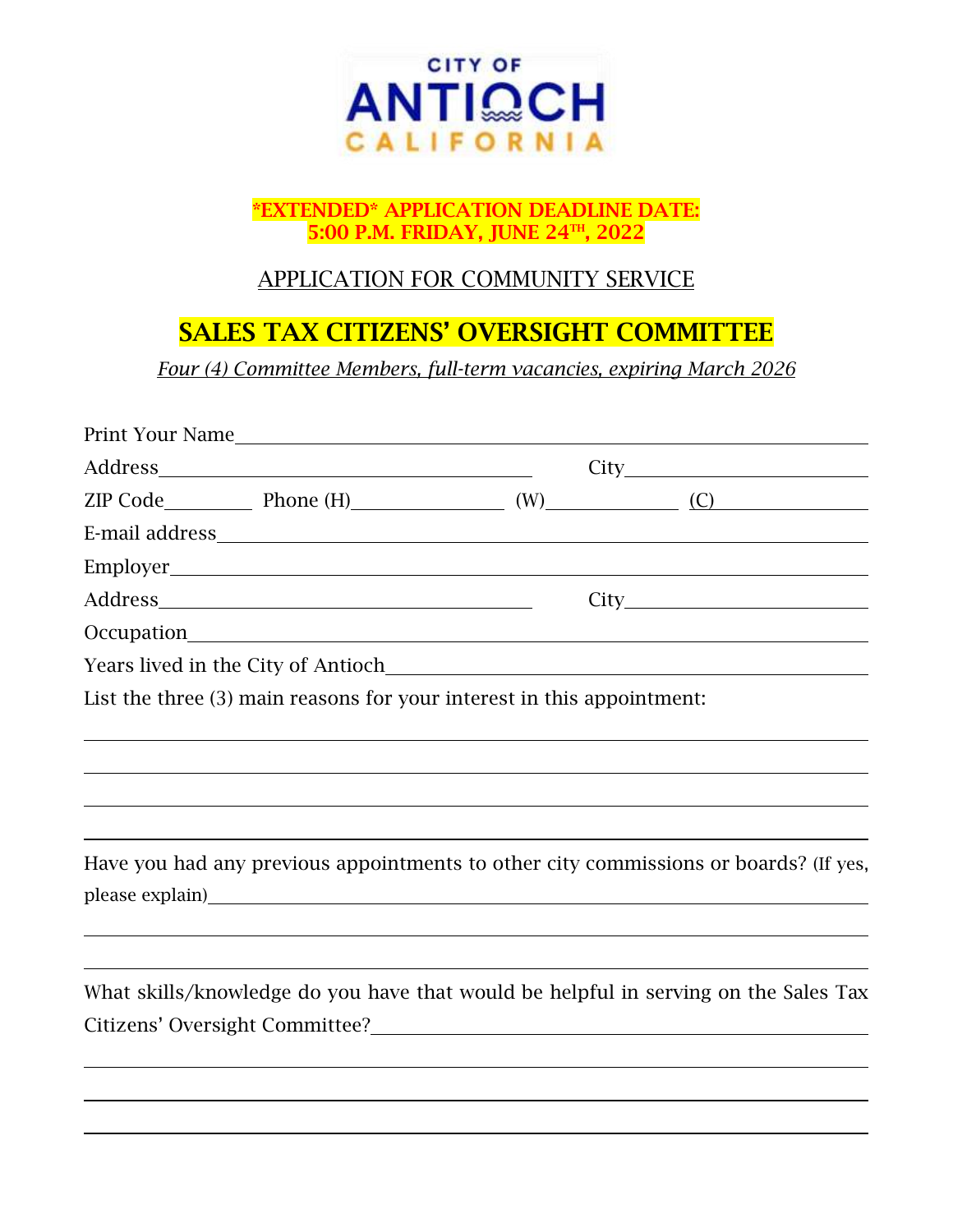CITY OF ANTIOCH CALIFORNIA

**\*EXTENDED\* APPLICATION DEADLINE DATE:**
**5:00 P.M. FRIDAY, JUNE 24TH, 2022**

## APPLICATION FOR COMMUNITY SERVICE

# SALES TAX CITIZENS' OVERSIGHT COMMITTEE

*Four (4) Committee Members, full-term vacancies, expiring March 2026*

Print Your Name\_\_\_\_\_\_\_\_\_\_\_\_\_\_\_\_\_\_\_\_\_\_\_\_\_\_\_\_\_\_\_\_\_\_\_\_\_\_\_\_\_\_\_\_\_\_\_\_\_\_\_\_

Address\_\_\_\_\_\_\_\_\_\_\_\_\_\_\_\_\_\_\_\_\_\_\_\_\_\_\_\_\_\_\_\_ City\_\_\_\_\_\_\_\_\_\_\_\_\_\_\_\_\_\_\_\_

ZIP Code\_\_\_\_\_\_\_\_ Phone (H)\_\_\_\_\_\_\_\_\_\_\_\_\_\_ (W)\_\_\_\_\_\_\_\_\_\_\_\_ (C)\_\_\_\_\_\_\_\_\_\_\_\_

E-mail address\_\_\_\_\_\_\_\_\_\_\_\_\_\_\_\_\_\_\_\_\_\_\_\_\_\_\_\_\_\_\_\_\_\_\_\_\_\_\_\_\_\_\_\_\_\_\_\_\_\_\_\_

Employer\_\_\_\_\_\_\_\_\_\_\_\_\_\_\_\_\_\_\_\_\_\_\_\_\_\_\_\_\_\_\_\_\_\_\_\_\_\_\_\_\_\_\_\_\_\_\_\_\_\_\_\_\_\_\_\_

Address\_\_\_\_\_\_\_\_\_\_\_\_\_\_\_\_\_\_\_\_\_\_\_\_\_\_\_\_\_\_\_\_ City\_\_\_\_\_\_\_\_\_\_\_\_\_\_\_\_\_\_\_\_

Occupation\_\_\_\_\_\_\_\_\_\_\_\_\_\_\_\_\_\_\_\_\_\_\_\_\_\_\_\_\_\_\_\_\_\_\_\_\_\_\_\_\_\_\_\_\_\_\_\_\_\_\_\_\_\_

Years lived in the City of Antioch\_\_\_\_\_\_\_\_\_\_\_\_\_\_\_\_\_\_\_\_\_\_\_\_\_\_\_\_\_\_\_\_\_\_\_\_\_\_

List the three (3) main reasons for your interest in this appointment:

\_\_\_\_\_\_\_\_\_\_\_\_\_\_\_\_\_\_\_\_\_\_\_\_\_\_\_\_\_\_\_\_\_\_\_\_\_\_\_\_\_\_\_\_\_\_\_\_\_\_\_\_\_\_\_\_\_\_\_\_\_\_\_\_

\_\_\_\_\_\_\_\_\_\_\_\_\_\_\_\_\_\_\_\_\_\_\_\_\_\_\_\_\_\_\_\_\_\_\_\_\_\_\_\_\_\_\_\_\_\_\_\_\_\_\_\_\_\_\_\_\_\_\_\_\_\_\_\_

\_\_\_\_\_\_\_\_\_\_\_\_\_\_\_\_\_\_\_\_\_\_\_\_\_\_\_\_\_\_\_\_\_\_\_\_\_\_\_\_\_\_\_\_\_\_\_\_\_\_\_\_\_\_\_\_\_\_\_\_\_\_\_\_

\_\_\_\_\_\_\_\_\_\_\_\_\_\_\_\_\_\_\_\_\_\_\_\_\_\_\_\_\_\_\_\_\_\_\_\_\_\_\_\_\_\_\_\_\_\_\_\_\_\_\_\_\_\_\_\_\_\_\_\_\_\_\_\_

Have you had any previous appointments to other city commissions or boards? (If yes, please explain)\_\_\_\_\_\_\_\_\_\_\_\_\_\_\_\_\_\_\_\_\_\_\_\_\_\_\_\_\_\_\_\_\_\_\_\_\_\_\_\_\_\_\_\_\_\_\_\_\_\_

\_\_\_\_\_\_\_\_\_\_\_\_\_\_\_\_\_\_\_\_\_\_\_\_\_\_\_\_\_\_\_\_\_\_\_\_\_\_\_\_\_\_\_\_\_\_\_\_\_\_\_\_\_\_\_\_\_\_\_\_\_\_\_\_

\_\_\_\_\_\_\_\_\_\_\_\_\_\_\_\_\_\_\_\_\_\_\_\_\_\_\_\_\_\_\_\_\_\_\_\_\_\_\_\_\_\_\_\_\_\_\_\_\_\_\_\_\_\_\_\_\_\_\_\_\_\_\_\_

What skills/knowledge do you have that would be helpful in serving on the Sales Tax Citizens' Oversight Committee?\_\_\_\_\_\_\_\_\_\_\_\_\_\_\_\_\_\_\_\_\_\_\_\_\_\_\_\_\_\_\_\_\_\_\_\_\_\_\_\_\_\_

\_\_\_\_\_\_\_\_\_\_\_\_\_\_\_\_\_\_\_\_\_\_\_\_\_\_\_\_\_\_\_\_\_\_\_\_\_\_\_\_\_\_\_\_\_\_\_\_\_\_\_\_\_\_\_\_\_\_\_\_\_\_\_\_

\_\_\_\_\_\_\_\_\_\_\_\_\_\_\_\_\_\_\_\_\_\_\_\_\_\_\_\_\_\_\_\_\_\_\_\_\_\_\_\_\_\_\_\_\_\_\_\_\_\_\_\_\_\_\_\_\_\_\_\_\_\_\_\_

\_\_\_\_\_\_\_\_\_\_\_\_\_\_\_\_\_\_\_\_\_\_\_\_\_\_\_\_\_\_\_\_\_\_\_\_\_\_\_\_\_\_\_\_\_\_\_\_\_\_\_\_\_\_\_\_\_\_\_\_\_\_\_\_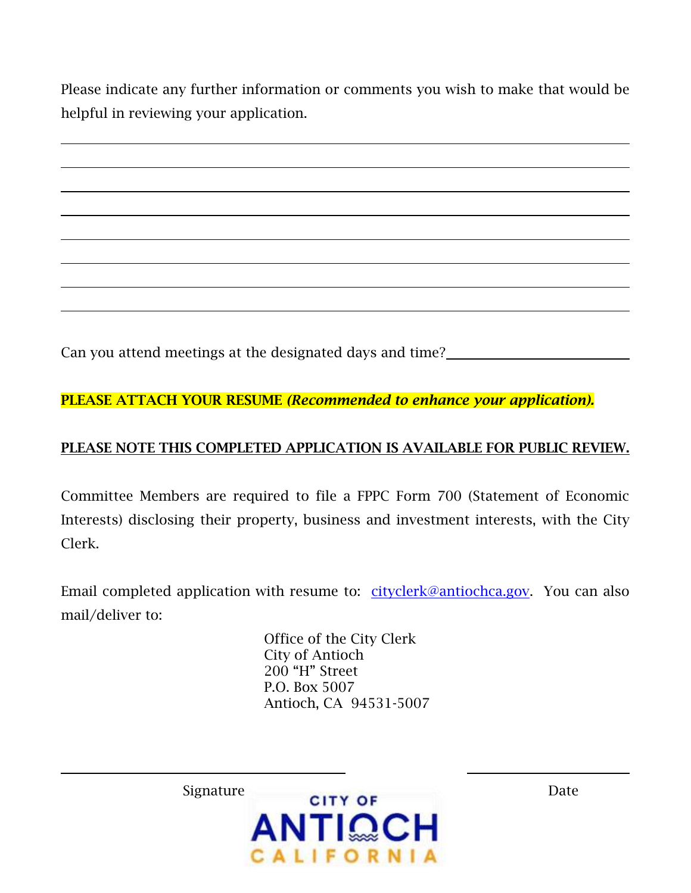Please indicate any further information or comments you wish to make that would be helpful in reviewing your application.

______________________________________________________________________________

______________________________________________________________________________

______________________________________________________________________________

______________________________________________________________________________

______________________________________________________________________________

______________________________________________________________________________

______________________________________________________________________________

Can you attend meetings at the designated days and time? ____________________

**PLEASE ATTACH YOUR RESUME** ***(Recommended to enhance your application).***

**PLEASE NOTE THIS COMPLETED APPLICATION IS AVAILABLE FOR PUBLIC REVIEW.**

Committee Members are required to file a FPPC Form 700 (Statement of Economic Interests) disclosing their property, business and investment interests, with the City Clerk.

Email completed application with resume to: cityclerk@antiochca.gov. You can also mail/deliver to:

Office of the City Clerk
City of Antioch
200 "H" Street
P.O. Box 5007
Antioch, CA 94531-5007

______________________________ ____________________

Signature Date

CITY OF ANTIOCH CALIFORNIA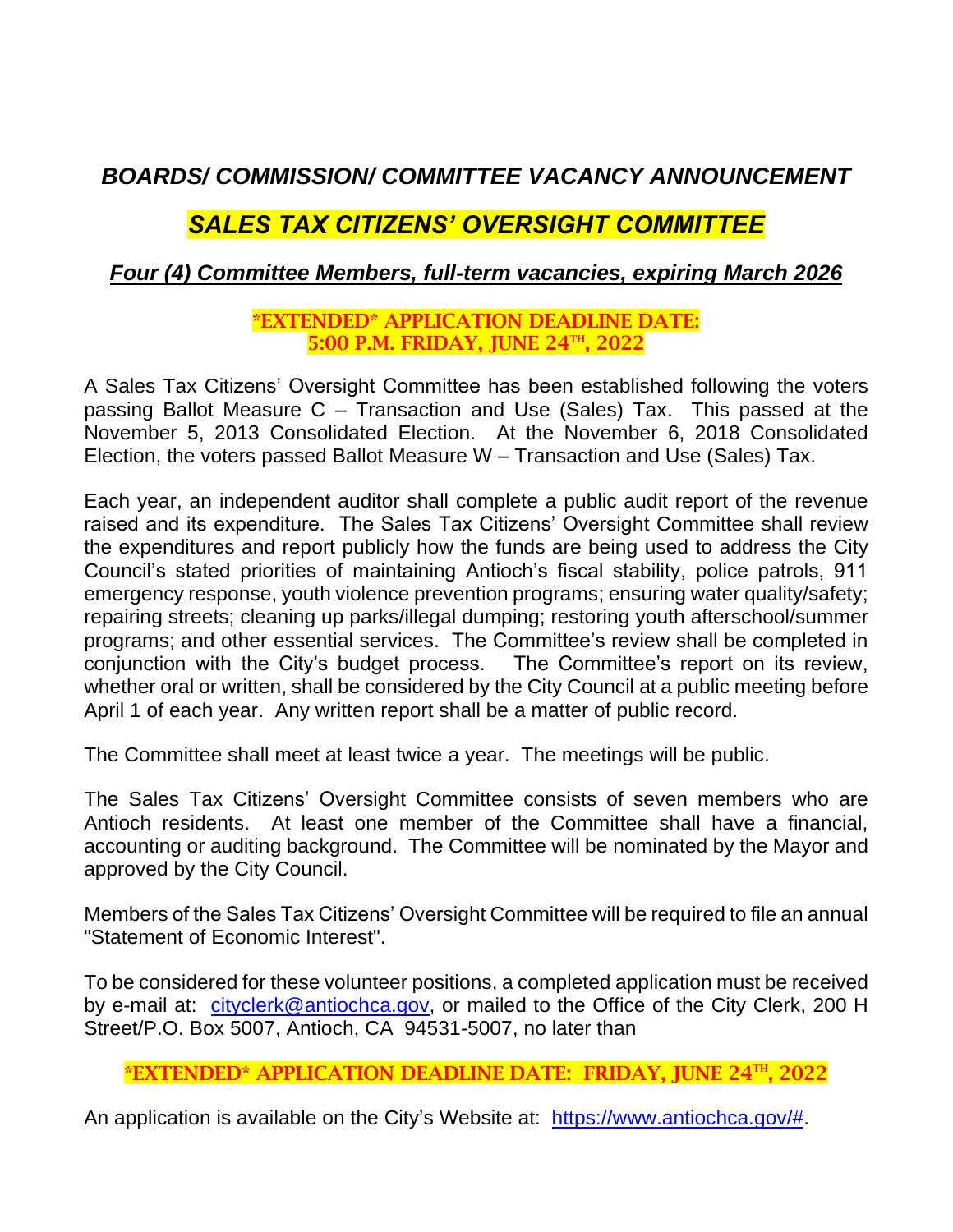## *BOARDS/ COMMISSION/ COMMITTEE VACANCY ANNOUNCEMENT*

## *SALES TAX CITIZENS' OVERSIGHT COMMITTEE*

### ***Four (4) Committee Members, full-term vacancies, expiring March 2026***

**\*EXTENDED\* APPLICATION DEADLINE DATE:**
**5:00 P.M. FRIDAY, JUNE 24TH, 2022**

A Sales Tax Citizens' Oversight Committee has been established following the voters passing Ballot Measure C – Transaction and Use (Sales) Tax. This passed at the November 5, 2013 Consolidated Election. At the November 6, 2018 Consolidated Election, the voters passed Ballot Measure W – Transaction and Use (Sales) Tax.

Each year, an independent auditor shall complete a public audit report of the revenue raised and its expenditure. The Sales Tax Citizens' Oversight Committee shall review the expenditures and report publicly how the funds are being used to address the City Council's stated priorities of maintaining Antioch's fiscal stability, police patrols, 911 emergency response, youth violence prevention programs; ensuring water quality/safety; repairing streets; cleaning up parks/illegal dumping; restoring youth afterschool/summer programs; and other essential services. The Committee's review shall be completed in conjunction with the City's budget process. The Committee's report on its review, whether oral or written, shall be considered by the City Council at a public meeting before April 1 of each year. Any written report shall be a matter of public record.

The Committee shall meet at least twice a year. The meetings will be public.

The Sales Tax Citizens' Oversight Committee consists of seven members who are Antioch residents. At least one member of the Committee shall have a financial, accounting or auditing background. The Committee will be nominated by the Mayor and approved by the City Council.

Members of the Sales Tax Citizens' Oversight Committee will be required to file an annual "Statement of Economic Interest".

To be considered for these volunteer positions, a completed application must be received by e-mail at: cityclerk@antiochca.gov, or mailed to the Office of the City Clerk, 200 H Street/P.O. Box 5007, Antioch, CA 94531-5007, no later than

**\*EXTENDED\* APPLICATION DEADLINE DATE: FRIDAY, JUNE 24TH, 2022**

An application is available on the City's Website at: https://www.antiochca.gov/#.